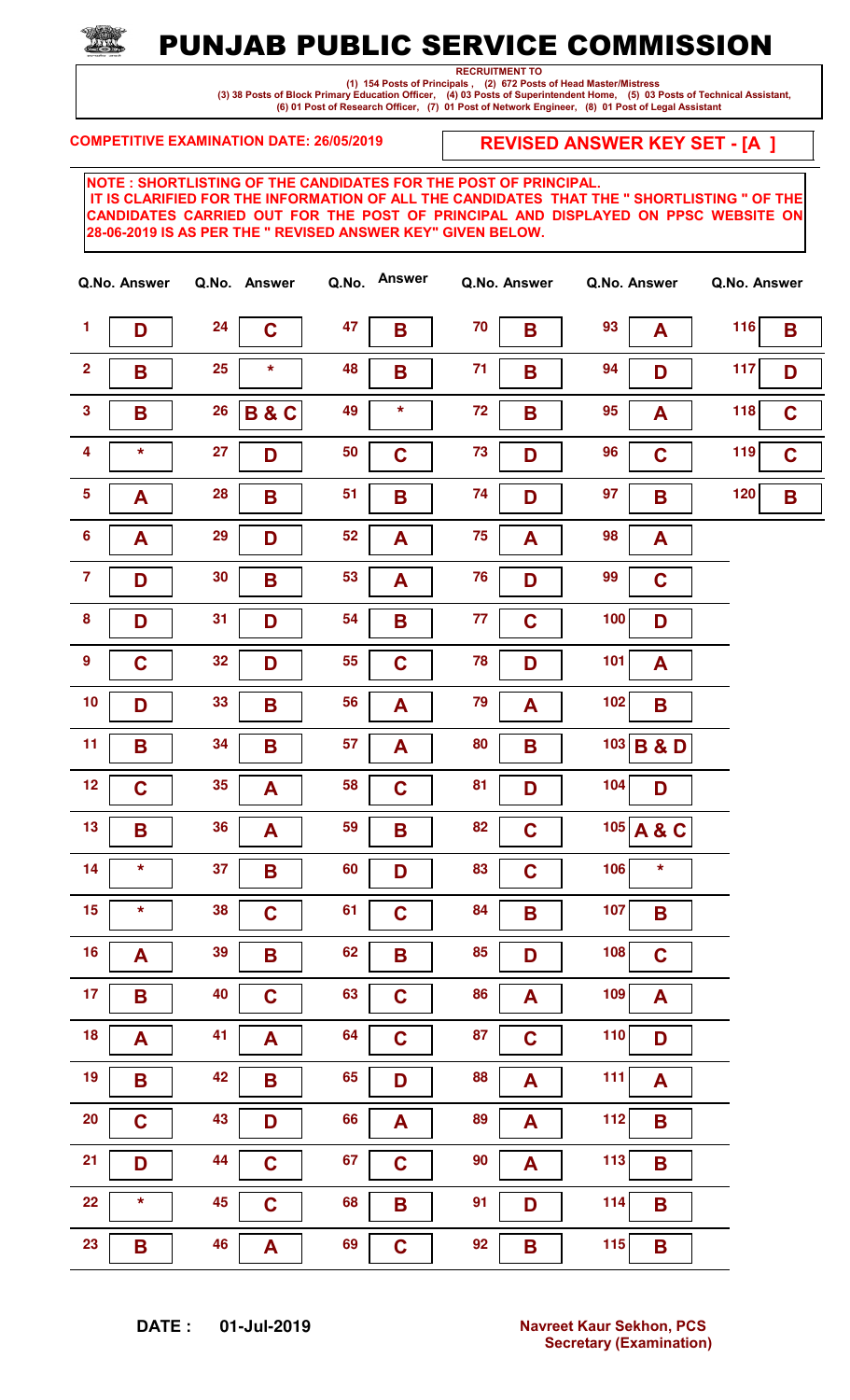# PUNJAB PUBLIC SERVICE COMMISSION

RECRUITMENT TO

(1) 154 Posts of Principals , (2) 672 Posts of Head Master/Mistress
(3) 38 Posts of Block Primary Education Officer, (4) 03 Posts of Superintendent Home, (5) 03 Posts of Technical Assistant,
(6) 01 Post of Research Officer, (7) 01 Post of Network Engineer, (8) 01 Post of Legal Assistant

**COMPETITIVE EXAMINATION DATE: 26/05/2019**

**REVISED ANSWER KEY SET - [A ]**

**NOTE : SHORTLISTING OF THE CANDIDATES FOR THE POST OF PRINCIPAL.
IT IS CLARIFIED FOR THE INFORMATION OF ALL THE CANDIDATES THAT THE " SHORTLISTING " OF THE CANDIDATES CARRIED OUT FOR THE POST OF PRINCIPAL AND DISPLAYED ON PPSC WEBSITE ON 28-06-2019 IS AS PER THE " REVISED ANSWER KEY" GIVEN BELOW.**

| Q.No. | Answer | Q.No. | Answer | Q.No. | Answer | Q.No. | Answer | Q.No. | Answer | Q.No. | Answer |
|---|---|---|---|---|---|---|---|---|---|---|---|
| 1 | D | 24 | C | 47 | B | 70 | B | 93 | A | 116 | B |
| 2 | B | 25 | * | 48 | B | 71 | B | 94 | D | 117 | D |
| 3 | B | 26 | B & C | 49 | * | 72 | B | 95 | A | 118 | C |
| 4 | * | 27 | D | 50 | C | 73 | D | 96 | C | 119 | C |
| 5 | A | 28 | B | 51 | B | 74 | D | 97 | B | 120 | B |
| 6 | A | 29 | D | 52 | A | 75 | A | 98 | A | | |
| 7 | D | 30 | B | 53 | A | 76 | D | 99 | C | | |
| 8 | D | 31 | D | 54 | B | 77 | C | 100 | D | | |
| 9 | C | 32 | D | 55 | C | 78 | D | 101 | A | | |
| 10 | D | 33 | B | 56 | A | 79 | A | 102 | B | | |
| 11 | B | 34 | B | 57 | A | 80 | B | 103 | B & D | | |
| 12 | C | 35 | A | 58 | C | 81 | D | 104 | D | | |
| 13 | B | 36 | A | 59 | B | 82 | C | 105 | A & C | | |
| 14 | * | 37 | B | 60 | D | 83 | C | 106 | * | | |
| 15 | * | 38 | C | 61 | C | 84 | B | 107 | B | | |
| 16 | A | 39 | B | 62 | B | 85 | D | 108 | C | | |
| 17 | B | 40 | C | 63 | C | 86 | A | 109 | A | | |
| 18 | A | 41 | A | 64 | C | 87 | C | 110 | D | | |
| 19 | B | 42 | B | 65 | D | 88 | A | 111 | A | | |
| 20 | C | 43 | D | 66 | A | 89 | A | 112 | B | | |
| 21 | D | 44 | C | 67 | C | 90 | A | 113 | B | | |
| 22 | * | 45 | C | 68 | B | 91 | D | 114 | B | | |
| 23 | B | 46 | A | 69 | C | 92 | B | 115 | B | | |

**DATE : 01-Jul-2019**

**Navreet Kaur Sekhon, PCS
Secretary (Examination)**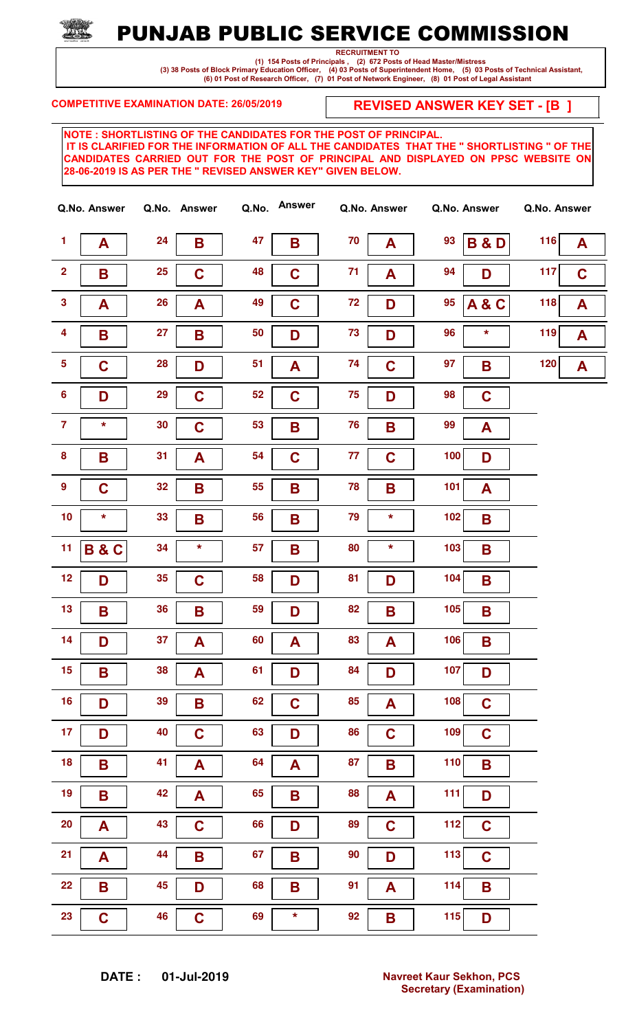# PUNJAB PUBLIC SERVICE COMMISSION

**RECRUITMENT TO**

(1) 154 Posts of Principals , (2) 672 Posts of Head Master/Mistress
(3) 38 Posts of Block Primary Education Officer, (4) 03 Posts of Superintendent Home, (5) 03 Posts of Technical Assistant,
(6) 01 Post of Research Officer, (7) 01 Post of Network Engineer, (8) 01 Post of Legal Assistant

**COMPETITIVE EXAMINATION DATE: 26/05/2019**

**REVISED ANSWER KEY SET - [B ]**

**NOTE : SHORTLISTING OF THE CANDIDATES FOR THE POST OF PRINCIPAL.**
**IT IS CLARIFIED FOR THE INFORMATION OF ALL THE CANDIDATES THAT THE " SHORTLISTING " OF THE CANDIDATES CARRIED OUT FOR THE POST OF PRINCIPAL AND DISPLAYED ON PPSC WEBSITE ON 28-06-2019 IS AS PER THE " REVISED ANSWER KEY" GIVEN BELOW.**

| Q.No. | Answer | Q.No. | Answer | Q.No. | Answer | Q.No. | Answer | Q.No. | Answer | Q.No. | Answer |
|---|---|---|---|---|---|---|---|---|---|---|---|
| 1 | A | 24 | B | 47 | B | 70 | A | 93 | B & D | 116 | A |
| 2 | B | 25 | C | 48 | C | 71 | A | 94 | D | 117 | C |
| 3 | A | 26 | A | 49 | C | 72 | D | 95 | A & C | 118 | A |
| 4 | B | 27 | B | 50 | D | 73 | D | 96 | * | 119 | A |
| 5 | C | 28 | D | 51 | A | 74 | C | 97 | B | 120 | A |
| 6 | D | 29 | C | 52 | C | 75 | D | 98 | C | | |
| 7 | * | 30 | C | 53 | B | 76 | B | 99 | A | | |
| 8 | B | 31 | A | 54 | C | 77 | C | 100 | D | | |
| 9 | C | 32 | B | 55 | B | 78 | B | 101 | A | | |
| 10 | * | 33 | B | 56 | B | 79 | * | 102 | B | | |
| 11 | B & C | 34 | * | 57 | B | 80 | * | 103 | B | | |
| 12 | D | 35 | C | 58 | D | 81 | D | 104 | B | | |
| 13 | B | 36 | B | 59 | D | 82 | B | 105 | B | | |
| 14 | D | 37 | A | 60 | A | 83 | A | 106 | B | | |
| 15 | B | 38 | A | 61 | D | 84 | D | 107 | D | | |
| 16 | D | 39 | B | 62 | C | 85 | A | 108 | C | | |
| 17 | D | 40 | C | 63 | D | 86 | C | 109 | C | | |
| 18 | B | 41 | A | 64 | A | 87 | B | 110 | B | | |
| 19 | B | 42 | A | 65 | B | 88 | A | 111 | D | | |
| 20 | A | 43 | C | 66 | D | 89 | C | 112 | C | | |
| 21 | A | 44 | B | 67 | B | 90 | D | 113 | C | | |
| 22 | B | 45 | D | 68 | B | 91 | A | 114 | B | | |
| 23 | C | 46 | C | 69 | * | 92 | B | 115 | D | | |

**DATE : 01-Jul-2019**

**Navreet Kaur Sekhon, PCS**
**Secretary (Examination)**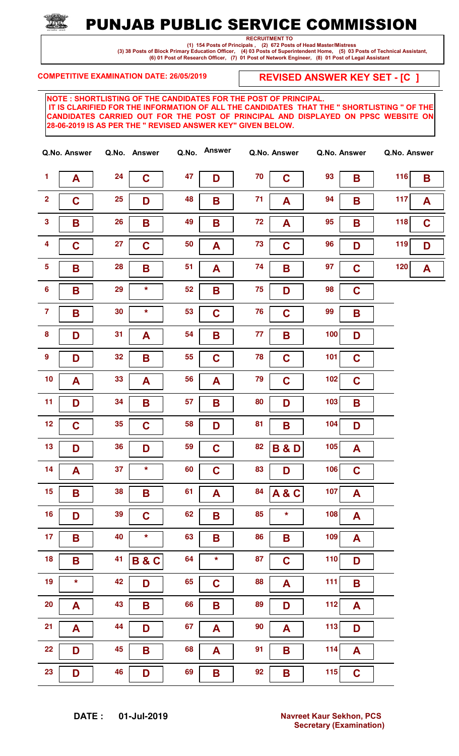# PUNJAB PUBLIC SERVICE COMMISSION

**RECRUITMENT TO**

**(1) 154 Posts of Principals , (2) 672 Posts of Head Master/Mistress**
**(3) 38 Posts of Block Primary Education Officer, (4) 03 Posts of Superintendent Home, (5) 03 Posts of Technical Assistant,**
**(6) 01 Post of Research Officer, (7) 01 Post of Network Engineer, (8) 01 Post of Legal Assistant**

**COMPETITIVE EXAMINATION DATE: 26/05/2019**

**REVISED ANSWER KEY SET - [C ]**

**NOTE : SHORTLISTING OF THE CANDIDATES FOR THE POST OF PRINCIPAL.**
**IT IS CLARIFIED FOR THE INFORMATION OF ALL THE CANDIDATES THAT THE " SHORTLISTING " OF THE CANDIDATES CARRIED OUT FOR THE POST OF PRINCIPAL AND DISPLAYED ON PPSC WEBSITE ON 28-06-2019 IS AS PER THE " REVISED ANSWER KEY" GIVEN BELOW.**

| Q.No. | Answer | Q.No. | Answer | Q.No. | Answer | Q.No. | Answer | Q.No. | Answer | Q.No. | Answer |
|---|---|---|---|---|---|---|---|---|---|---|---|
| 1 | A | 24 | C | 47 | D | 70 | C | 93 | B | 116 | B |
| 2 | C | 25 | D | 48 | B | 71 | A | 94 | B | 117 | A |
| 3 | B | 26 | B | 49 | B | 72 | A | 95 | B | 118 | C |
| 4 | C | 27 | C | 50 | A | 73 | C | 96 | D | 119 | D |
| 5 | B | 28 | B | 51 | A | 74 | B | 97 | C | 120 | A |
| 6 | B | 29 | * | 52 | B | 75 | D | 98 | C | | |
| 7 | B | 30 | * | 53 | C | 76 | C | 99 | B | | |
| 8 | D | 31 | A | 54 | B | 77 | B | 100 | D | | |
| 9 | D | 32 | B | 55 | C | 78 | C | 101 | C | | |
| 10 | A | 33 | A | 56 | A | 79 | C | 102 | C | | |
| 11 | D | 34 | B | 57 | B | 80 | D | 103 | B | | |
| 12 | C | 35 | C | 58 | D | 81 | B | 104 | D | | |
| 13 | D | 36 | D | 59 | C | 82 | B & D | 105 | A | | |
| 14 | A | 37 | * | 60 | C | 83 | D | 106 | C | | |
| 15 | B | 38 | B | 61 | A | 84 | A & C | 107 | A | | |
| 16 | D | 39 | C | 62 | B | 85 | * | 108 | A | | |
| 17 | B | 40 | * | 63 | B | 86 | B | 109 | A | | |
| 18 | B | 41 | B & C | 64 | * | 87 | C | 110 | D | | |
| 19 | * | 42 | D | 65 | C | 88 | A | 111 | B | | |
| 20 | A | 43 | B | 66 | B | 89 | D | 112 | A | | |
| 21 | A | 44 | D | 67 | A | 90 | A | 113 | D | | |
| 22 | D | 45 | B | 68 | A | 91 | B | 114 | A | | |
| 23 | D | 46 | D | 69 | B | 92 | B | 115 | C | | |

**DATE : 01-Jul-2019**

**Navreet Kaur Sekhon, PCS**
**Secretary (Examination)**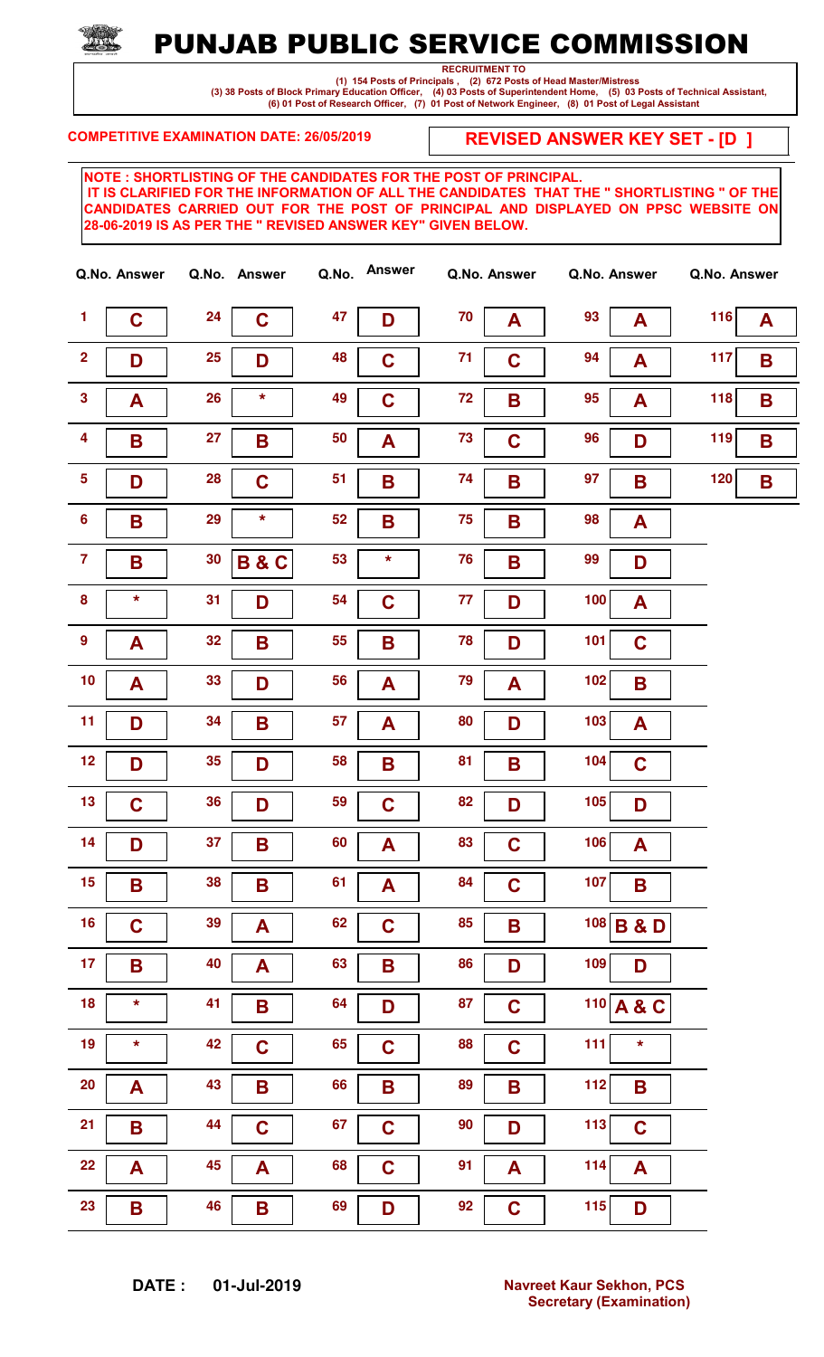# PUNJAB PUBLIC SERVICE COMMISSION

RECRUITMENT TO
(1) 154 Posts of Principals , (2) 672 Posts of Head Master/Mistress
(3) 38 Posts of Block Primary Education Officer, (4) 03 Posts of Superintendent Home, (5) 03 Posts of Technical Assistant,
(6) 01 Post of Research Officer, (7) 01 Post of Network Engineer, (8) 01 Post of Legal Assistant

**COMPETITIVE EXAMINATION DATE: 26/05/2019**

**REVISED ANSWER KEY SET - [D ]**

**NOTE : SHORTLISTING OF THE CANDIDATES FOR THE POST OF PRINCIPAL.
IT IS CLARIFIED FOR THE INFORMATION OF ALL THE CANDIDATES THAT THE " SHORTLISTING " OF THE CANDIDATES CARRIED OUT FOR THE POST OF PRINCIPAL AND DISPLAYED ON PPSC WEBSITE ON 28-06-2019 IS AS PER THE " REVISED ANSWER KEY" GIVEN BELOW.**

| Q.No. | Answer | Q.No. | Answer | Q.No. | Answer | Q.No. | Answer | Q.No. | Answer | Q.No. | Answer |
|---|---|---|---|---|---|---|---|---|---|---|---|
| 1 | C | 24 | C | 47 | D | 70 | A | 93 | A | 116 | A |
| 2 | D | 25 | D | 48 | C | 71 | C | 94 | A | 117 | B |
| 3 | A | 26 | * | 49 | C | 72 | B | 95 | A | 118 | B |
| 4 | B | 27 | B | 50 | A | 73 | C | 96 | D | 119 | B |
| 5 | D | 28 | C | 51 | B | 74 | B | 97 | B | 120 | B |
| 6 | B | 29 | * | 52 | B | 75 | B | 98 | A | | |
| 7 | B | 30 | B & C | 53 | * | 76 | B | 99 | D | | |
| 8 | * | 31 | D | 54 | C | 77 | D | 100 | A | | |
| 9 | A | 32 | B | 55 | B | 78 | D | 101 | C | | |
| 10 | A | 33 | D | 56 | A | 79 | A | 102 | B | | |
| 11 | D | 34 | B | 57 | A | 80 | D | 103 | A | | |
| 12 | D | 35 | D | 58 | B | 81 | B | 104 | C | | |
| 13 | C | 36 | D | 59 | C | 82 | D | 105 | D | | |
| 14 | D | 37 | B | 60 | A | 83 | C | 106 | A | | |
| 15 | B | 38 | B | 61 | A | 84 | C | 107 | B | | |
| 16 | C | 39 | A | 62 | C | 85 | B | 108 | B & D | | |
| 17 | B | 40 | A | 63 | B | 86 | D | 109 | D | | |
| 18 | * | 41 | B | 64 | D | 87 | C | 110 | A & C | | |
| 19 | * | 42 | C | 65 | C | 88 | C | 111 | * | | |
| 20 | A | 43 | B | 66 | B | 89 | B | 112 | B | | |
| 21 | B | 44 | C | 67 | C | 90 | D | 113 | C | | |
| 22 | A | 45 | A | 68 | C | 91 | A | 114 | A | | |
| 23 | B | 46 | B | 69 | D | 92 | C | 115 | D | | |

**DATE : 01-Jul-2019**

**Navreet Kaur Sekhon, PCS
Secretary (Examination)**